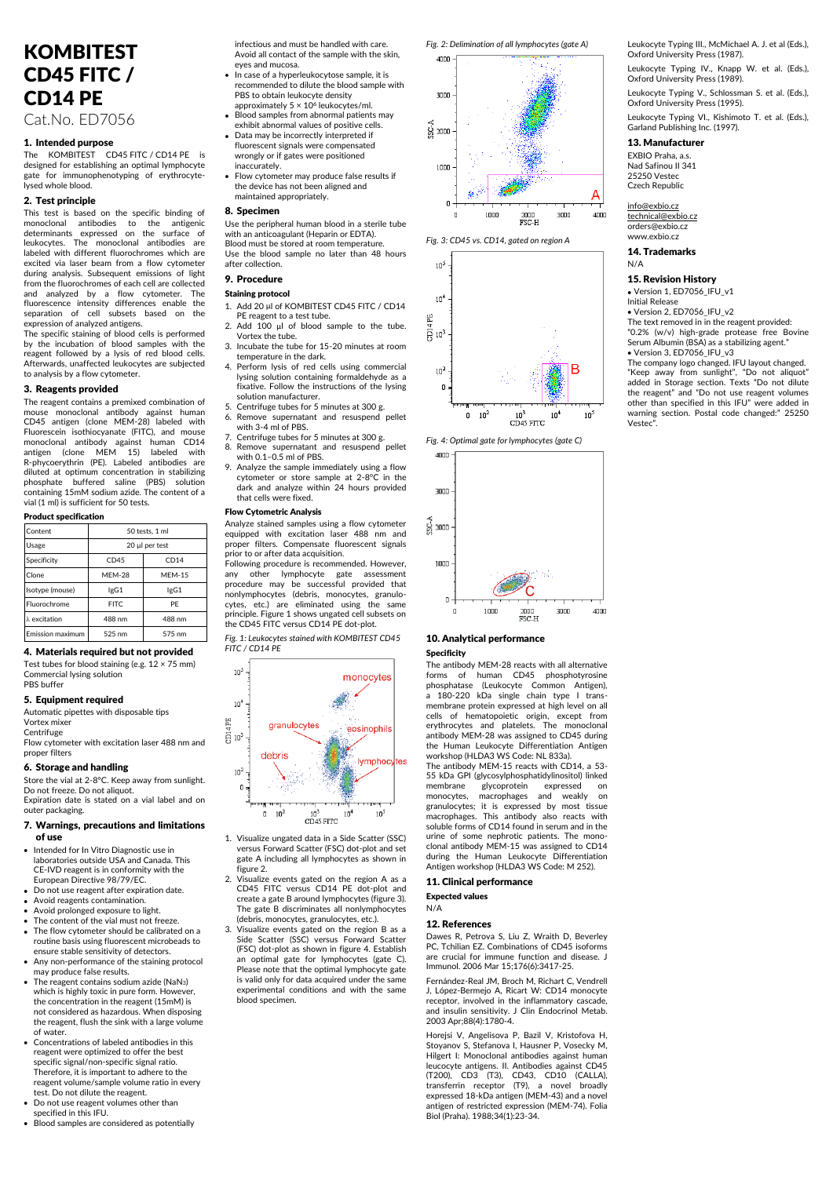# KOMBITEST CD45 FITC / CD14 PE

Cat.No. ED7056

## 1. Intended purpose

The KOMBITEST CD45 FITC / CD14 PE is designed for establishing an optimal lymphocyte gate for immunophenotyping of erythrocyte-lysed whole blood.

## 2. Test principle

This test is based on the specific binding of monoclonal antibodies to the antigenic determinants expressed on the surface of leukocytes. The monoclonal antibodies are labeled with different fluorochromes which are excited via laser beam from a flow cytometer during analysis. Subsequent emissions of light from the fluorochromes of each cell are collected and analyzed by a flow cytometer. The fluorescence intensity differences enable the separation of cell subsets based on the expression of analyzed antigens.

The specific staining of blood cells is performed by the incubation of blood samples with the reagent followed by a lysis of red blood cells. Afterwards, unaffected leukocytes are subjected to analysis by a flow cytometer.

## 3. Reagents provided

The reagent contains a premixed combination of mouse monoclonal antibody against human CD45 antigen (clone MEM-28) labeled with Fluorescein isothiocyanate (FITC), and mouse monoclonal antibody against human CD14 antigen (clone MEM 15) labeled with R-phycoerythrin (PE). Labeled antibodies are diluted at optimum concentration in stabilizing phosphate buffered saline (PBS) solution containing 15mM sodium azide. The content of a vial (1 ml) is sufficient for 50 tests.

**Product specification**

| Content | 50 tests, 1 ml | |
|---|---|---|
| Usage | 20 µl per test | |
| Specificity | CD45 | CD14 |
| Clone | MEM-28 | MEM-15 |
| Isotype (mouse) | IgG1 | IgG1 |
| Fluorochrome | FITC | PE |
| λ excitation | 488 nm | 488 nm |
| Emission maximum | 525 nm | 575 nm |

## 4. Materials required but not provided

Test tubes for blood staining (e.g. 12 × 75 mm)
Commercial lysing solution
PBS buffer

## 5. Equipment required

Automatic pipettes with disposable tips
Vortex mixer
Centrifuge
Flow cytometer with excitation laser 488 nm and proper filters

## 6. Storage and handling

Store the vial at 2-8°C. Keep away from sunlight. Do not freeze. Do not aliquot.
Expiration date is stated on a vial label and on outer packaging.

## 7. Warnings, precautions and limitations of use

- Intended for In Vitro Diagnostic use in laboratories outside USA and Canada. This CE-IVD reagent is in conformity with the European Directive 98/79/EC.
- Do not use reagent after expiration date.
- Avoid reagents contamination.
- Avoid prolonged exposure to light.
- The content of the vial must not freeze.
- The flow cytometer should be calibrated on a routine basis using fluorescent microbeads to ensure stable sensitivity of detectors.
- Any non-performance of the staining protocol may produce false results.
- The reagent contains sodium azide ($NaN_3$) which is highly toxic in pure form. However, the concentration in the reagent (15mM) is not considered as hazardous. When disposing the reagent, flush the sink with a large volume of water.
- Concentrations of labeled antibodies in this reagent were optimized to offer the best specific signal/non-specific signal ratio. Therefore, it is important to adhere to the reagent volume/sample volume ratio in every test. Do not dilute the reagent.
- Do not use reagent volumes other than specified in this IFU.
- Blood samples are considered as potentially infectious and must be handled with care. Avoid all contact of the sample with the skin, eyes and mucosa.
- In case of a hyperleukocytose sample, it is recommended to dilute the blood sample with PBS to obtain leukocyte density approximately $5 \times 10^6$ leukocytes/ml.
- Blood samples from abnormal patients may exhibit abnormal values of positive cells.
- Data may be incorrectly interpreted if fluorescent signals were compensated wrongly or if gates were positioned inaccurately.
- Flow cytometer may produce false results if the device has not been aligned and maintained appropriately.

## 8. Specimen

Use the peripheral human blood in a sterile tube with an anticoagulant (Heparin or EDTA).
Blood must be stored at room temperature.
Use the blood sample no later than 48 hours after collection.

## 9. Procedure

### Staining protocol

1. Add 20 µl of KOMBITEST CD45 FITC / CD14 PE reagent to a test tube.
2. Add 100 µl of blood sample to the tube. Vortex the tube.
3. Incubate the tube for 15-20 minutes at room temperature in the dark.
4. Perform lysis of red cells using commercial lysing solution containing formaldehyde as a fixative. Follow the instructions of the lysing solution manufacturer.
5. Centrifuge tubes for 5 minutes at 300 g.
6. Remove supernatant and resuspend pellet with 3-4 ml of PBS.
7. Centrifuge tubes for 5 minutes at 300 g.
8. Remove supernatant and resuspend pellet with 0.1–0.5 ml of PBS.
9. Analyze the sample immediately using a flow cytometer or store sample at 2-8°C in the dark and analyze within 24 hours provided that cells were fixed.

### Flow Cytometric Analysis

Analyze stained samples using a flow cytometer equipped with excitation laser 488 nm and proper filters. Compensate fluorescent signals prior to or after data acquisition.

Following procedure is recommended. However, any other lymphocyte gate assessment procedure may be successful provided that nonlymphocytes (debris, monocytes, granulocytes, etc.) are eliminated using the same principle. Figure 1 shows ungated cell subsets on the CD45 FITC versus CD14 PE dot-plot.

*Fig. 1: Leukocytes stained with KOMBITEST CD45 FITC / CD14 PE*

1. Visualize ungated data in a Side Scatter (SSC) versus Forward Scatter (FSC) dot-plot and set gate A including all lymphocytes as shown in figure 2.
2. Visualize events gated on the region A as a CD45 FITC versus CD14 PE dot-plot and create a gate B around lymphocytes (figure 3). The gate B discriminates all nonlymphocytes (debris, monocytes, granulocytes, etc.).
3. Visualize events gated on the region B as a Side Scatter (SSC) versus Forward Scatter (FSC) dot-plot as shown in figure 4. Establish an optimal gate for lymphocytes (gate C). Please note that the optimal lymphocyte gate is valid only for data acquired under the same experimental conditions and with the same blood specimen.

*Fig. 2: Delimination of all lymphocytes (gate A)*

*Fig. 3: CD45 vs. CD14, gated on region A*

*Fig. 4: Optimal gate for lymphocytes (gate C)*

## 10. Analytical performance

### Specificity

The antibody MEM-28 reacts with all alternative forms of human CD45 phosphotyrosine phosphatase (Leukocyte Common Antigen), a 180-220 kDa single chain type I transmembrane protein expressed at high level on all cells of hematopoietic origin, except from erythrocytes and platelets. The monoclonal antibody MEM-28 was assigned to CD45 during the Human Leukocyte Differentiation Antigen workshop (HLDA3 WS Code: NL 833a).

The antibody MEM-15 reacts with CD14, a 53-55 kDa GPI (glycosylphosphatidylinositol) linked membrane glycoprotein expressed on monocytes, macrophages and weakly on granulocytes; it is expressed by most tissue macrophages. This antibody also reacts with soluble forms of CD14 found in serum and in the urine of some nephrotic patients. The monoclonal antibody MEM-15 was assigned to CD14 during the Human Leukocyte Differentiation Antigen workshop (HLDA3 WS Code: M 252).

## 11. Clinical performance

### Expected values

N/A

## 12. References

Dawes R, Petrova S, Liu Z, Wraith D, Beverley PC, Tchilian EZ. Combinations of CD45 isoforms are crucial for immune function and disease. J Immunol. 2006 Mar 15;176(6):3417-25.

Fernández-Real JM, Broch M, Richart C, Vendrell J, López-Bermejo A, Ricart W: CD14 monocyte receptor, involved in the inflammatory cascade, and insulin sensitivity. J Clin Endocrinol Metab. 2003 Apr;88(4):1780-4.

Horejsi V, Angelisova P, Bazil V, Kristofova H, Stoyanov S, Stefanova I, Hausner P, Vosecky M, Hilgert I: Monoclonal antibodies against human leucocyte antigens. II. Antibodies against CD45 (T200), CD3 (T3), CD43, CD10 (CALLA), transferrin receptor (T9), a novel broadly expressed 18-kDa antigen (MEM-43) and a novel antigen of restricted expression (MEM-74). Folia Biol (Praha). 1988;34(1):23-34.

Leukocyte Typing III., McMichael A. J. et al (Eds.), Oxford University Press (1987).

Leukocyte Typing IV., Knapp W. et al. (Eds.), Oxford University Press (1989).

Leukocyte Typing V., Schlossman S. et al. (Eds.), Oxford University Press (1995).

Leukocyte Typing VI., Kishimoto T. et al. (Eds.), Garland Publishing Inc. (1997).

## 13. Manufacturer

EXBIO Praha, a.s.
Nad Safinou II 341
25250 Vestec
Czech Republic

info@exbio.cz
technical@exbio.cz
orders@exbio.cz
www.exbio.cz

## 14. Trademarks

N/A

## 15. Revision History

- Version 1, ED7056_IFU_v1

Initial Release

- Version 2, ED7056_IFU_v2

The text removed in in the reagent provided: "0.2% (w/v) high-grade protease free Bovine Serum Albumin (BSA) as a stabilizing agent."

- Version 3, ED7056_IFU_v3

The company logo changed. IFU layout changed. "Keep away from sunlight", "Do not aliquot" added in Storage section. Texts "Do not dilute the reagent" and "Do not use reagent volumes other than specified in this IFU" were added in warning section. Postal code changed:" 25250 Vestec".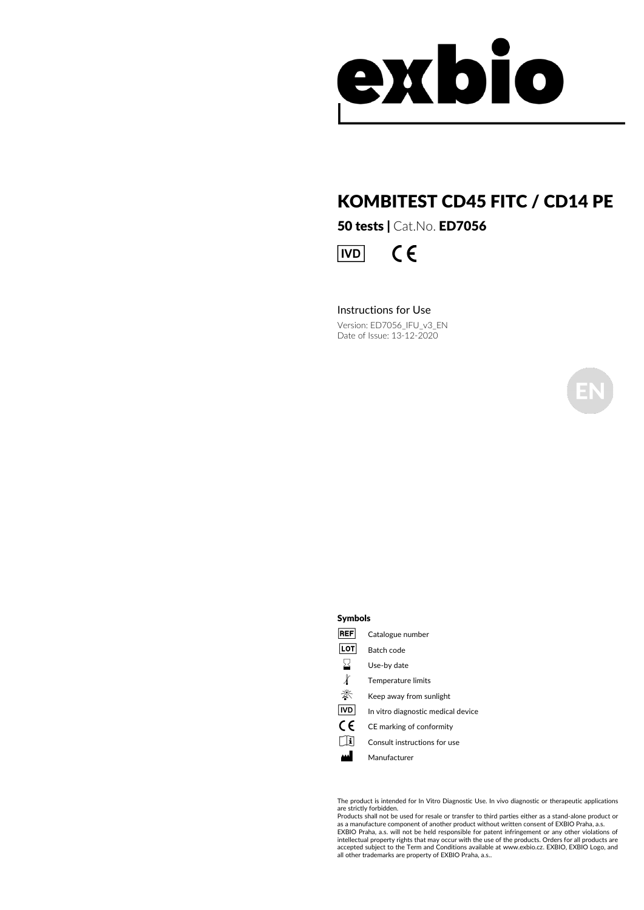exbio

# KOMBITEST CD45 FITC / CD14 PE

**50 tests |** Cat.No. **ED7056**

IVD CE

Instructions for Use

Version: ED7056_IFU_v3_EN
Date of Issue: 13-12-2020

EN

### Symbols

| | |
|---|---|
| REF | Catalogue number |
| LOT | Batch code |
| | Use-by date |
| | Temperature limits |
| | Keep away from sunlight |
| IVD | In vitro diagnostic medical device |
| CE | CE marking of conformity |
| | Consult instructions for use |
| | Manufacturer |

The product is intended for In Vitro Diagnostic Use. In vivo diagnostic or therapeutic applications are strictly forbidden.
Products shall not be used for resale or transfer to third parties either as a stand-alone product or as a manufacture component of another product without written consent of EXBIO Praha, a.s.
EXBIO Praha, a.s. will not be held responsible for patent infringement or any other violations of intellectual property rights that may occur with the use of the products. Orders for all products are accepted subject to the Term and Conditions available at www.exbio.cz. EXBIO, EXBIO Logo, and all other trademarks are property of EXBIO Praha, a.s..